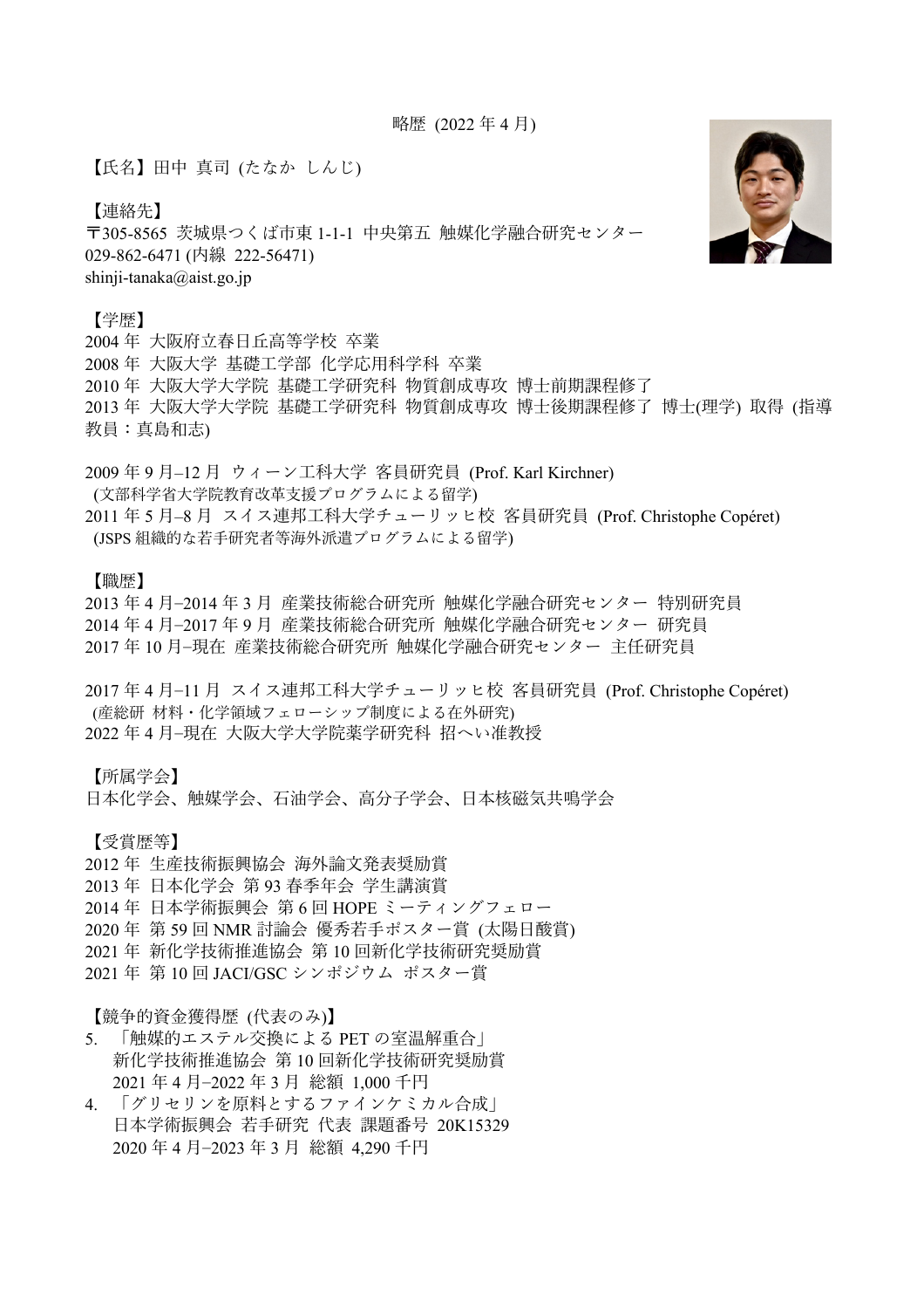略歴 (2022 年 4 月)

【氏名】田中 真司 (たなか しんじ)

【連絡先】
〒305-8565 茨城県つくば市東 1-1-1 中央第五 触媒化学融合研究センター
029-862-6471 (内線 222-56471)
shinji-tanaka@aist.go.jp

【学歴】
2004 年 大阪府立春日丘高等学校 卒業
2008 年 大阪大学 基礎工学部 化学応用科学科 卒業
2010 年 大阪大学大学院 基礎工学研究科 物質創成専攻 博士前期課程修了
2013 年 大阪大学大学院 基礎工学研究科 物質創成専攻 博士後期課程修了 博士(理学) 取得 (指導教員：真島和志)

2009 年 9 月–12 月 ウィーン工科大学 客員研究員 (Prof. Karl Kirchner)
(文部科学省大学院教育改革支援プログラムによる留学)
2011 年 5 月–8 月 スイス連邦工科大学チューリッヒ校 客員研究員 (Prof. Christophe Copéret)
(JSPS 組織的な若手研究者等海外派遣プログラムによる留学)

【職歴】
2013 年 4 月–2014 年 3 月 産業技術総合研究所 触媒化学融合研究センター 特別研究員
2014 年 4 月–2017 年 9 月 産業技術総合研究所 触媒化学融合研究センター 研究員
2017 年 10 月–現在 産業技術総合研究所 触媒化学融合研究センター 主任研究員

2017 年 4 月–11 月 スイス連邦工科大学チューリッヒ校 客員研究員 (Prof. Christophe Copéret)
(産総研 材料・化学領域フェローシップ制度による在外研究)
2022 年 4 月–現在 大阪大学大学院薬学研究科 招へい准教授

【所属学会】
日本化学会、触媒学会、石油学会、高分子学会、日本核磁気共鳴学会

【受賞歴等】
2012 年 生産技術振興協会 海外論文発表奨励賞
2013 年 日本化学会 第 93 春季年会 学生講演賞
2014 年 日本学術振興会 第 6 回 HOPE ミーティングフェロー
2020 年 第 59 回 NMR 討論会 優秀若手ポスター賞 (太陽日酸賞)
2021 年 新化学技術推進協会 第 10 回新化学技術研究奨励賞
2021 年 第 10 回 JACI/GSC シンポジウム ポスター賞

【競争的資金獲得歴 (代表のみ)】

5. 「触媒的エステル交換による PET の室温解重合」
   新化学技術推進協会 第 10 回新化学技術研究奨励賞
   2021 年 4 月–2022 年 3 月 総額 1,000 千円
4. 「グリセリンを原料とするファインケミカル合成」
   日本学術振興会 若手研究 代表 課題番号 20K15329
   2020 年 4 月–2023 年 3 月 総額 4,290 千円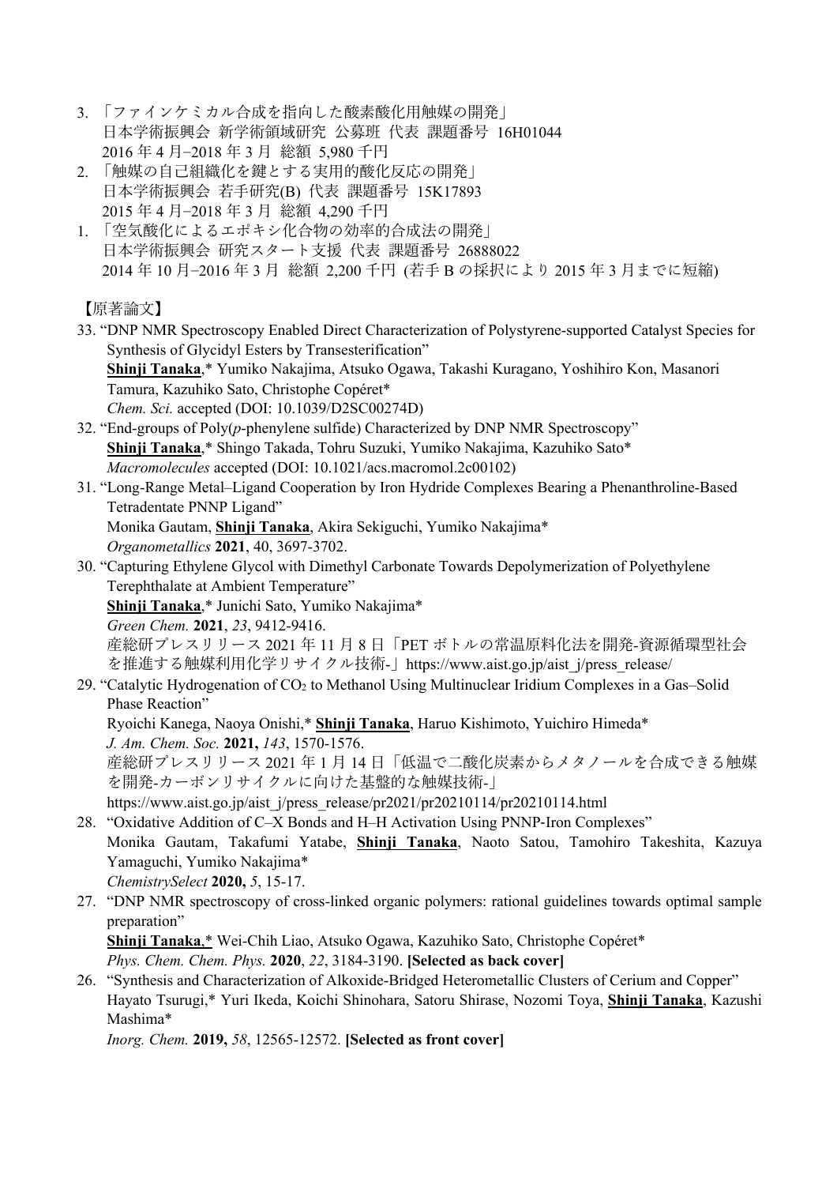3. 「ファインケミカル合成を指向した酸素酸化用触媒の開発」
   日本学術振興会 新学術領域研究 公募班 代表 課題番号 16H01044
   2016 年 4 月–2018 年 3 月 総額 5,980 千円
2. 「触媒の自己組織化を鍵とする実用的酸化反応の開発」
   日本学術振興会 若手研究(B) 代表 課題番号 15K17893
   2015 年 4 月–2018 年 3 月 総額 4,290 千円
1. 「空気酸化によるエポキシ化合物の効率的合成法の開発」
   日本学術振興会 研究スタート支援 代表 課題番号 26888022
   2014 年 10 月–2016 年 3 月 総額 2,200 千円 (若手 B の採択により 2015 年 3 月までに短縮)

【原著論文】

33. "DNP NMR Spectroscopy Enabled Direct Characterization of Polystyrene-supported Catalyst Species for Synthesis of Glycidyl Esters by Transesterification"
    **Shinji Tanaka**,* Yumiko Nakajima, Atsuko Ogawa, Takashi Kuragano, Yoshihiro Kon, Masanori Tamura, Kazuhiko Sato, Christophe Copéret*
    *Chem. Sci.* accepted (DOI: 10.1039/D2SC00274D)
32. "End-groups of Poly(*p*-phenylene sulfide) Characterized by DNP NMR Spectroscopy"
    **Shinji Tanaka**,* Shingo Takada, Tohru Suzuki, Yumiko Nakajima, Kazuhiko Sato*
    *Macromolecules* accepted (DOI: 10.1021/acs.macromol.2c00102)
31. "Long-Range Metal–Ligand Cooperation by Iron Hydride Complexes Bearing a Phenanthroline-Based Tetradentate PNNP Ligand"
    Monika Gautam, **Shinji Tanaka**, Akira Sekiguchi, Yumiko Nakajima*
    *Organometallics* **2021**, 40, 3697-3702.
30. "Capturing Ethylene Glycol with Dimethyl Carbonate Towards Depolymerization of Polyethylene Terephthalate at Ambient Temperature"
    **Shinji Tanaka**,* Junichi Sato, Yumiko Nakajima*
    *Green Chem.* **2021**, *23*, 9412-9416.
    産総研プレスリリース 2021 年 11 月 8 日「PET ボトルの常温原料化法を開発-資源循環型社会を推進する触媒利用化学リサイクル技術-」https://www.aist.go.jp/aist_j/press_release/
29. "Catalytic Hydrogenation of $CO_2$ to Methanol Using Multinuclear Iridium Complexes in a Gas–Solid Phase Reaction"
    Ryoichi Kanega, Naoya Onishi,* **Shinji Tanaka**, Haruo Kishimoto, Yuichiro Himeda*
    *J. Am. Chem. Soc.* **2021,** *143*, 1570-1576.
    産総研プレスリリース 2021 年 1 月 14 日「低温で二酸化炭素からメタノールを合成できる触媒を開発-カーボンリサイクルに向けた基盤的な触媒技術-」
    https://www.aist.go.jp/aist_j/press_release/pr2021/pr20210114/pr20210114.html
28. "Oxidative Addition of C–X Bonds and H–H Activation Using PNNP-Iron Complexes"
    Monika Gautam, Takafumi Yatabe, **Shinji Tanaka**, Naoto Satou, Tamohiro Takeshita, Kazuya Yamaguchi, Yumiko Nakajima*
    *ChemistrySelect* **2020,** *5*, 15-17.
27. "DNP NMR spectroscopy of cross-linked organic polymers: rational guidelines towards optimal sample preparation"
    **Shinji Tanaka**,* Wei-Chih Liao, Atsuko Ogawa, Kazuhiko Sato, Christophe Copéret*
    *Phys. Chem. Chem. Phys.* **2020**, *22*, 3184-3190. **[Selected as back cover]**
26. "Synthesis and Characterization of Alkoxide-Bridged Heterometallic Clusters of Cerium and Copper"
    Hayato Tsurugi,* Yuri Ikeda, Koichi Shinohara, Satoru Shirase, Nozomi Toya, **Shinji Tanaka**, Kazushi Mashima*
    *Inorg. Chem.* **2019,** *58*, 12565-12572. **[Selected as front cover]**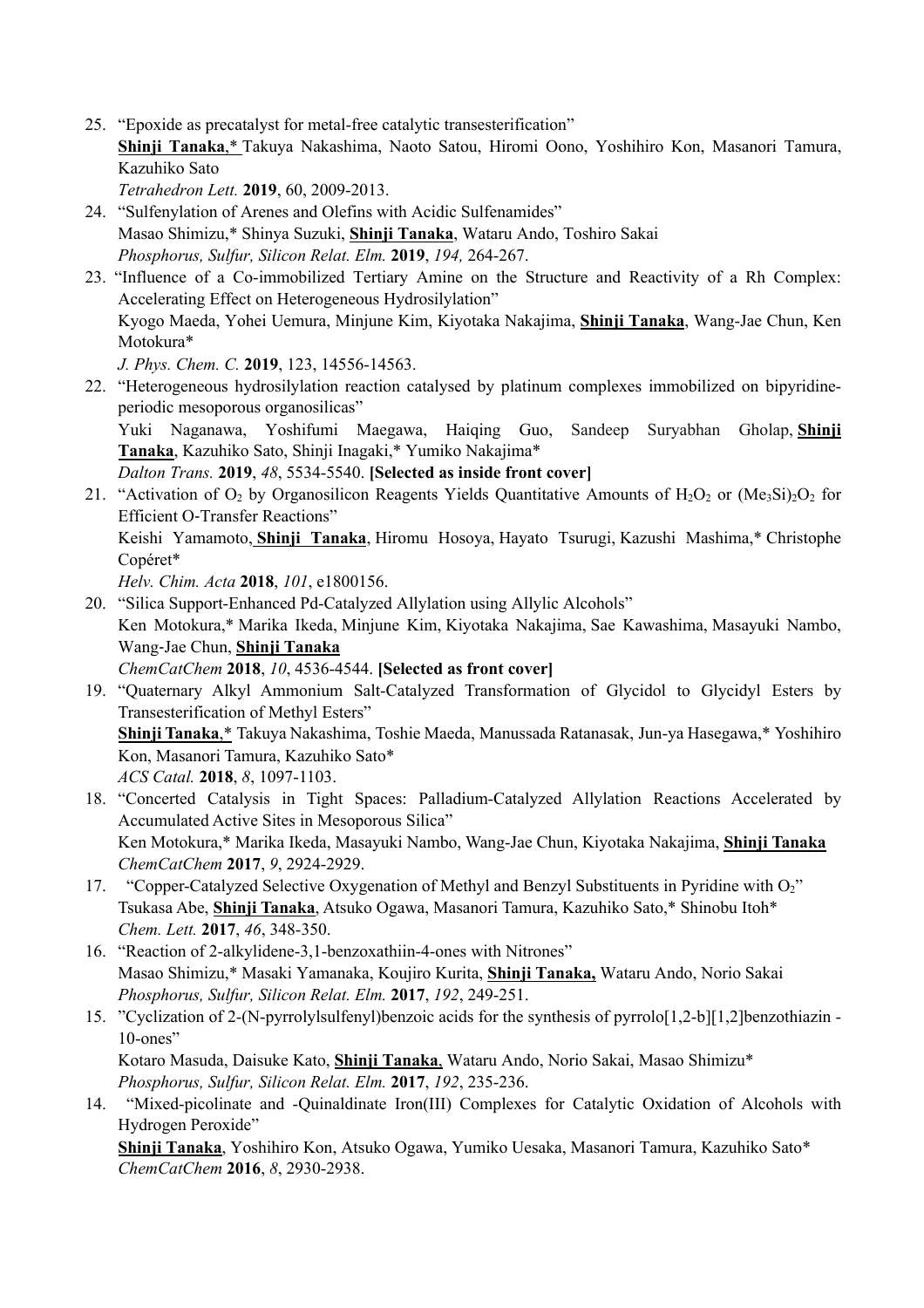25. "Epoxide as precatalyst for metal-free catalytic transesterification"
    **Shinji Tanaka**,* Takuya Nakashima, Naoto Satou, Hiromi Oono, Yoshihiro Kon, Masanori Tamura, Kazuhiko Sato
    *Tetrahedron Lett.* **2019**, 60, 2009-2013.
24. "Sulfenylation of Arenes and Olefins with Acidic Sulfenamides"
    Masao Shimizu,* Shinya Suzuki, **Shinji Tanaka**, Wataru Ando, Toshiro Sakai
    *Phosphorus, Sulfur, Silicon Relat. Elm.* **2019**, *194,* 264-267.
23. "Influence of a Co-immobilized Tertiary Amine on the Structure and Reactivity of a Rh Complex: Accelerating Effect on Heterogeneous Hydrosilylation"
    Kyogo Maeda, Yohei Uemura, Minjune Kim, Kiyotaka Nakajima, **Shinji Tanaka**, Wang-Jae Chun, Ken Motokura*
    *J. Phys. Chem. C.* **2019**, 123, 14556-14563.
22. "Heterogeneous hydrosilylation reaction catalysed by platinum complexes immobilized on bipyridine-periodic mesoporous organosilicas"
    Yuki Naganawa, Yoshifumi Maegawa, Haiqing Guo, Sandeep Suryabhan Gholap, **Shinji Tanaka**, Kazuhiko Sato, Shinji Inagaki,* Yumiko Nakajima*
    *Dalton Trans.* **2019**, *48*, 5534-5540. **[Selected as inside front cover]**
21. "Activation of $O_2$ by Organosilicon Reagents Yields Quantitative Amounts of $H_2O_2$ or $(Me_3Si)_2O_2$ for Efficient O-Transfer Reactions"
    Keishi Yamamoto, **Shinji Tanaka**, Hiromu Hosoya, Hayato Tsurugi, Kazushi Mashima,* Christophe Copéret*
    *Helv. Chim. Acta* **2018**, *101*, e1800156.
20. "Silica Support-Enhanced Pd-Catalyzed Allylation using Allylic Alcohols"
    Ken Motokura,* Marika Ikeda, Minjune Kim, Kiyotaka Nakajima, Sae Kawashima, Masayuki Nambo, Wang-Jae Chun, **Shinji Tanaka**
    *ChemCatChem* **2018**, *10*, 4536-4544. **[Selected as front cover]**
19. "Quaternary Alkyl Ammonium Salt-Catalyzed Transformation of Glycidol to Glycidyl Esters by Transesterification of Methyl Esters"
    **Shinji Tanaka**,* Takuya Nakashima, Toshie Maeda, Manussada Ratanasak, Jun-ya Hasegawa,* Yoshihiro Kon, Masanori Tamura, Kazuhiko Sato*
    *ACS Catal.* **2018**, *8*, 1097-1103.
18. "Concerted Catalysis in Tight Spaces: Palladium-Catalyzed Allylation Reactions Accelerated by Accumulated Active Sites in Mesoporous Silica"
    Ken Motokura,* Marika Ikeda, Masayuki Nambo, Wang-Jae Chun, Kiyotaka Nakajima, **Shinji Tanaka**
    *ChemCatChem* **2017**, *9*, 2924-2929.
17. "Copper-Catalyzed Selective Oxygenation of Methyl and Benzyl Substituents in Pyridine with $O_2$"
    Tsukasa Abe, **Shinji Tanaka**, Atsuko Ogawa, Masanori Tamura, Kazuhiko Sato,* Shinobu Itoh*
    *Chem. Lett.* **2017**, *46*, 348-350.
16. "Reaction of 2-alkylidene-3,1-benzoxathiin-4-ones with Nitrones"
    Masao Shimizu,* Masaki Yamanaka, Koujiro Kurita, **Shinji Tanaka,** Wataru Ando, Norio Sakai
    *Phosphorus, Sulfur, Silicon Relat. Elm.* **2017**, *192*, 249-251.
15. "Cyclization of 2-(N-pyrrolylsulfenyl)benzoic acids for the synthesis of pyrrolo[1,2-b][1,2]benzothiazin -10-ones"
    Kotaro Masuda, Daisuke Kato, **Shinji Tanaka**, Wataru Ando, Norio Sakai, Masao Shimizu*
    *Phosphorus, Sulfur, Silicon Relat. Elm.* **2017**, *192*, 235-236.
14. "Mixed-picolinate and -Quinaldinate Iron(III) Complexes for Catalytic Oxidation of Alcohols with Hydrogen Peroxide"
    **Shinji Tanaka**, Yoshihiro Kon, Atsuko Ogawa, Yumiko Uesaka, Masanori Tamura, Kazuhiko Sato*
    *ChemCatChem* **2016**, *8*, 2930-2938.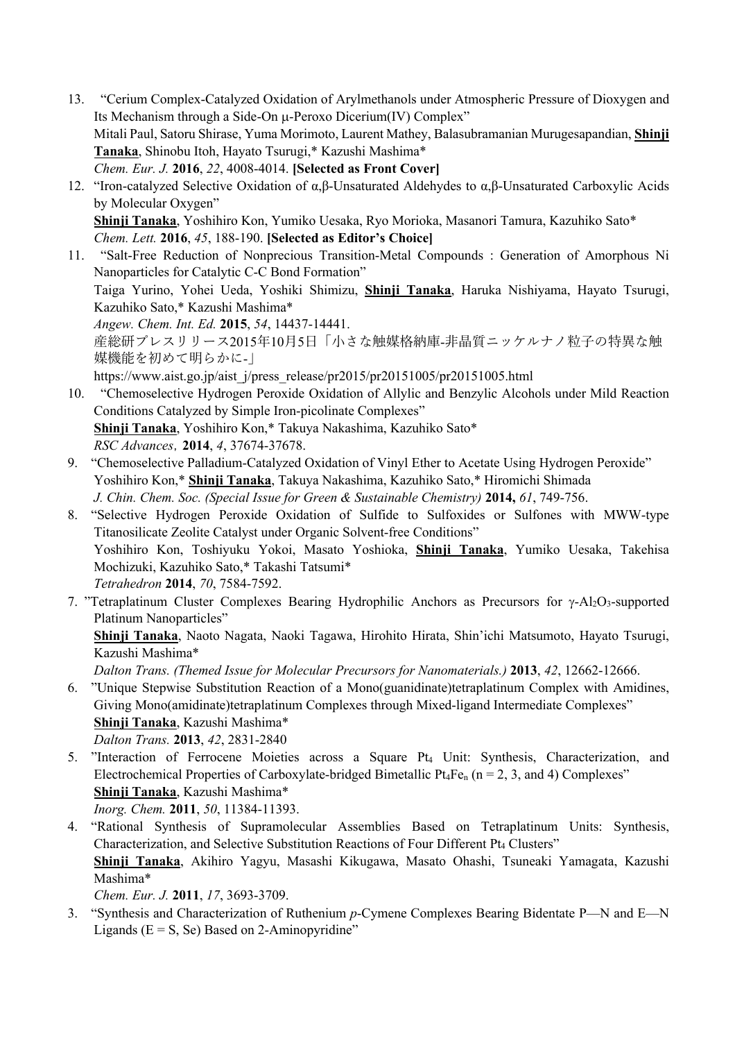13. "Cerium Complex-Catalyzed Oxidation of Arylmethanols under Atmospheric Pressure of Dioxygen and Its Mechanism through a Side-On μ-Peroxo Dicerium(IV) Complex"
    Mitali Paul, Satoru Shirase, Yuma Morimoto, Laurent Mathey, Balasubramanian Murugesapandian, **Shinji Tanaka**, Shinobu Itoh, Hayato Tsurugi,* Kazushi Mashima*
    *Chem. Eur. J.* **2016**, *22*, 4008-4014. **[Selected as Front Cover]**
12. "Iron-catalyzed Selective Oxidation of α,β-Unsaturated Aldehydes to α,β-Unsaturated Carboxylic Acids by Molecular Oxygen"
    **Shinji Tanaka**, Yoshihiro Kon, Yumiko Uesaka, Ryo Morioka, Masanori Tamura, Kazuhiko Sato*
    *Chem. Lett.* **2016**, *45*, 188-190. **[Selected as Editor's Choice]**
11. "Salt-Free Reduction of Nonprecious Transition-Metal Compounds : Generation of Amorphous Ni Nanoparticles for Catalytic C-C Bond Formation"
    Taiga Yurino, Yohei Ueda, Yoshiki Shimizu, **Shinji Tanaka**, Haruka Nishiyama, Hayato Tsurugi, Kazuhiko Sato,* Kazushi Mashima*
    *Angew. Chem. Int. Ed.* **2015**, *54*, 14437-14441.
    産総研プレスリリース2015年10月5日「小さな触媒格納庫-非晶質ニッケルナノ粒子の特異な触媒機能を初めて明らかに-」
    https://www.aist.go.jp/aist_j/press_release/pr2015/pr20151005/pr20151005.html
10. "Chemoselective Hydrogen Peroxide Oxidation of Allylic and Benzylic Alcohols under Mild Reaction Conditions Catalyzed by Simple Iron-picolinate Complexes"
    **Shinji Tanaka**, Yoshihiro Kon,* Takuya Nakashima, Kazuhiko Sato*
    *RSC Advances*, **2014**, *4*, 37674-37678.
9. "Chemoselective Palladium-Catalyzed Oxidation of Vinyl Ether to Acetate Using Hydrogen Peroxide"
    Yoshihiro Kon,* **Shinji Tanaka**, Takuya Nakashima, Kazuhiko Sato,* Hiromichi Shimada
    *J. Chin. Chem. Soc. (Special Issue for Green & Sustainable Chemistry)* **2014,** *61*, 749-756.
8. "Selective Hydrogen Peroxide Oxidation of Sulfide to Sulfoxides or Sulfones with MWW-type Titanosilicate Zeolite Catalyst under Organic Solvent-free Conditions"
    Yoshihiro Kon, Toshiyuku Yokoi, Masato Yoshioka, **Shinji Tanaka**, Yumiko Uesaka, Takehisa Mochizuki, Kazuhiko Sato,* Takashi Tatsumi*
    *Tetrahedron* **2014**, *70*, 7584-7592.
7. "Tetraplatinum Cluster Complexes Bearing Hydrophilic Anchors as Precursors for γ-$Al_2O_3$-supported Platinum Nanoparticles"
    **Shinji Tanaka**, Naoto Nagata, Naoki Tagawa, Hirohito Hirata, Shin'ichi Matsumoto, Hayato Tsurugi, Kazushi Mashima*
    *Dalton Trans. (Themed Issue for Molecular Precursors for Nanomaterials.)* **2013**, *42*, 12662-12666.
6. "Unique Stepwise Substitution Reaction of a Mono(guanidinate)tetraplatinum Complex with Amidines, Giving Mono(amidinate)tetraplatinum Complexes through Mixed-ligand Intermediate Complexes"
    **Shinji Tanaka**, Kazushi Mashima*
    *Dalton Trans.* **2013**, *42*, 2831-2840
5. "Interaction of Ferrocene Moieties across a Square $Pt_4$ Unit: Synthesis, Characterization, and Electrochemical Properties of Carboxylate-bridged Bimetallic $Pt_4Fe_n$ ($n$ = 2, 3, and 4) Complexes"
    **Shinji Tanaka**, Kazushi Mashima*
    *Inorg. Chem.* **2011**, *50*, 11384-11393.
4. "Rational Synthesis of Supramolecular Assemblies Based on Tetraplatinum Units: Synthesis, Characterization, and Selective Substitution Reactions of Four Different $Pt_4$ Clusters"
    **Shinji Tanaka**, Akihiro Yagyu, Masashi Kikugawa, Masato Ohashi, Tsuneaki Yamagata, Kazushi Mashima*
    *Chem. Eur. J.* **2011**, *17*, 3693-3709.
3. "Synthesis and Characterization of Ruthenium *p*-Cymene Complexes Bearing Bidentate P—N and E—N Ligands (E = S, Se) Based on 2-Aminopyridine"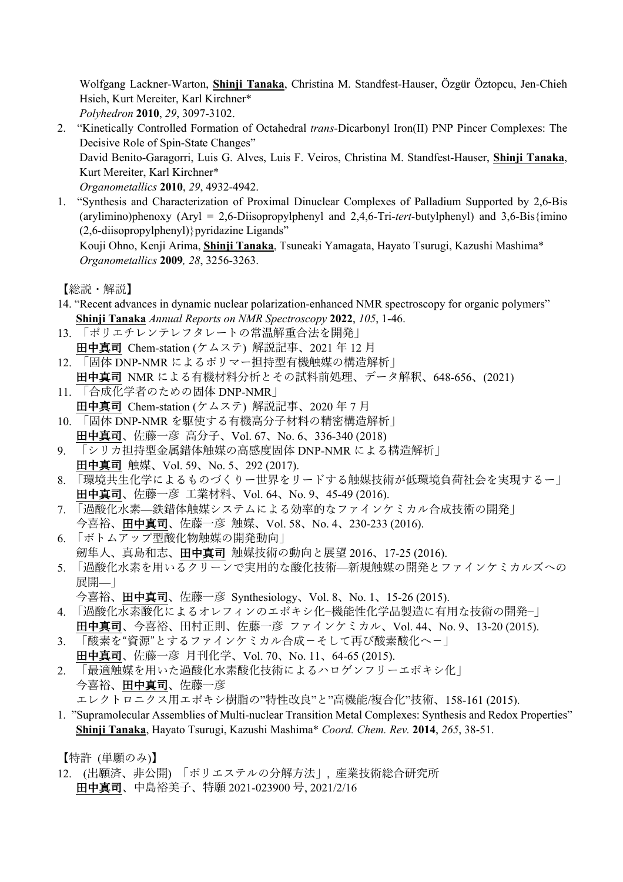Wolfgang Lackner-Warton, **Shinji Tanaka**, Christina M. Standfest-Hauser, Özgür Öztopcu, Jen-Chieh Hsieh, Kurt Mereiter, Karl Kirchner*
*Polyhedron* **2010**, *29*, 3097-3102.

2. "Kinetically Controlled Formation of Octahedral *trans*-Dicarbonyl Iron(II) PNP Pincer Complexes: The Decisive Role of Spin-State Changes"
David Benito-Garagorri, Luis G. Alves, Luis F. Veiros, Christina M. Standfest-Hauser, **Shinji Tanaka**, Kurt Mereiter, Karl Kirchner*
*Organometallics* **2010**, *29*, 4932-4942.

1. "Synthesis and Characterization of Proximal Dinuclear Complexes of Palladium Supported by 2,6-Bis (arylimino)phenoxy (Aryl = 2,6-Diisopropylphenyl and 2,4,6-Tri-*tert*-butylphenyl) and 3,6-Bis{imino (2,6-diisopropylphenyl)}pyridazine Ligands"
Kouji Ohno, Kenji Arima, **Shinji Tanaka**, Tsuneaki Yamagata, Hayato Tsurugi, Kazushi Mashima*
*Organometallics* **2009***, 28*, 3256-3263.

【総説・解説】

14. "Recent advances in dynamic nuclear polarization-enhanced NMR spectroscopy for organic polymers"
**Shinji Tanaka** *Annual Reports on NMR Spectroscopy* **2022**, *105*, 1-46.
13. 「ポリエチレンテレフタレートの常温解重合法を開発」
**田中真司** Chem-station (ケムステ) 解説記事、2021 年 12 月
12. 「固体 DNP-NMR によるポリマー担持型有機触媒の構造解析」
**田中真司** NMR による有機材料分析とその試料前処理、データ解釈、648-656、(2021)
11. 「合成化学者のための固体 DNP-NMR」
**田中真司** Chem-station (ケムステ) 解説記事、2020 年 7 月
10. 「固体 DNP-NMR を駆使する有機高分子材料の精密構造解析」
**田中真司**、佐藤一彦 高分子、Vol. 67、No. 6、336-340 (2018)
9. 「シリカ担持型金属錯体触媒の高感度固体 DNP-NMR による構造解析」
**田中真司** 触媒、Vol. 59、No. 5、292 (2017).
8. 「環境共生化学によるものづくりー世界をリードする触媒技術が低環境負荷社会を実現するー」
**田中真司**、佐藤一彦 工業材料、Vol. 64、No. 9、45-49 (2016).
7. 「過酸化水素—鉄錯体触媒システムによる効率的なファインケミカル合成技術の開発」
今喜裕、**田中真司**、佐藤一彦 触媒、Vol. 58、No. 4、230-233 (2016).
6. 「ボトムアップ型酸化物触媒の開発動向」
劒隼人、真島和志、**田中真司** 触媒技術の動向と展望 2016、17-25 (2016).
5. 「過酸化水素を用いるクリーンで実用的な酸化技術—新規触媒の開発とファインケミカルズへの展開—」
今喜裕、**田中真司**、佐藤一彦 Synthesiology、Vol. 8、No. 1、15-26 (2015).
4. 「過酸化水素酸化によるオレフィンのエポキシ化−機能性化学品製造に有用な技術の開発−」
**田中真司**、今喜裕、田村正則、佐藤一彦 ファインケミカル、Vol. 44、No. 9、13-20 (2015).
3. 「酸素を"資源"とするファインケミカル合成－そして再び酸素酸化へ－」
**田中真司**、佐藤一彦 月刊化学、Vol. 70、No. 11、64-65 (2015).
2. 「最適触媒を用いた過酸化水素酸化技術によるハロゲンフリーエポキシ化」
今喜裕、**田中真司**、佐藤一彦
エレクトロニクス用エポキシ樹脂の"特性改良"と"高機能/複合化"技術、158-161 (2015).
1. "Supramolecular Assemblies of Multi-nuclear Transition Metal Complexes: Synthesis and Redox Properties"
**Shinji Tanaka**, Hayato Tsurugi, Kazushi Mashima* *Coord. Chem. Rev.* **2014**, *265*, 38-51.

【特許 (単願のみ)】

12. (出願済、非公開) 「ポリエステルの分解方法」, 産業技術総合研究所
**田中真司**、中島裕美子、特願 2021-023900 号, 2021/2/16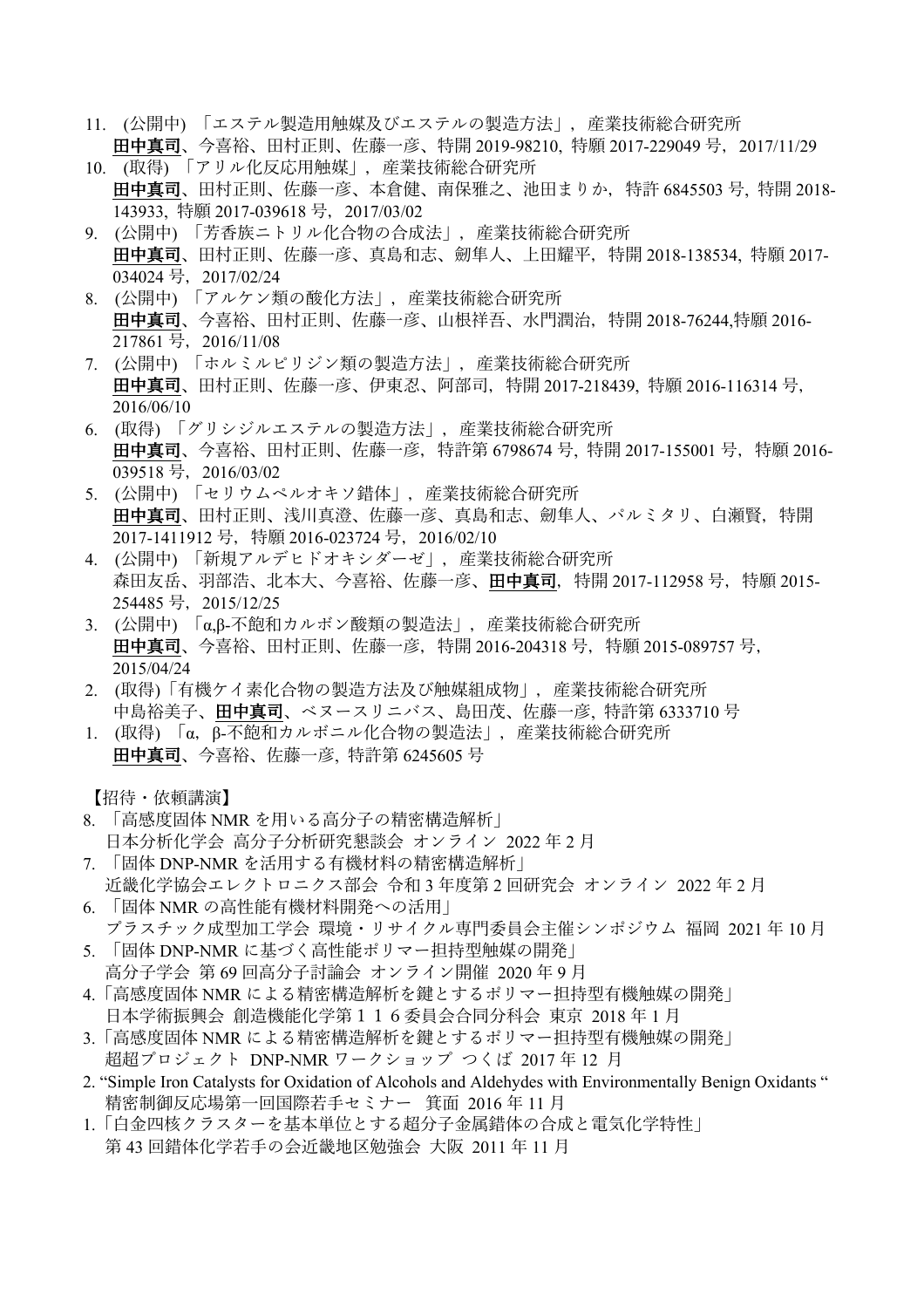11. (公開中) 「エステル製造用触媒及びエステルの製造方法」, 産業技術総合研究所
    **田中真司**、今喜裕、田村正則、佐藤一彦、特開 2019-98210, 特願 2017-229049 号, 2017/11/29
10. (取得) 「アリル化反応用触媒」, 産業技術総合研究所
    **田中真司**、田村正則、佐藤一彦、本倉健、南保雅之、池田まりか, 特許 6845503 号, 特開 2018-143933, 特願 2017-039618 号, 2017/03/02
9. (公開中) 「芳香族ニトリル化合物の合成法」, 産業技術総合研究所
    **田中真司**、田村正則、佐藤一彦、真島和志、劒隼人、上田耀平, 特開 2018-138534, 特願 2017-034024 号, 2017/02/24
8. (公開中) 「アルケン類の酸化方法」, 産業技術総合研究所
    **田中真司**、今喜裕、田村正則、佐藤一彦、山根祥吾、水門潤治, 特開 2018-76244,特願 2016-217861 号, 2016/11/08
7. (公開中) 「ホルミルピリジン類の製造方法」, 産業技術総合研究所
    **田中真司**、田村正則、佐藤一彦、伊東忍、阿部司, 特開 2017-218439, 特願 2016-116314 号, 2016/06/10
6. (取得) 「グリシジルエステルの製造方法」, 産業技術総合研究所
    **田中真司**、今喜裕、田村正則、佐藤一彦, 特許第 6798674 号, 特開 2017-155001 号, 特願 2016-039518 号, 2016/03/02
5. (公開中) 「セリウムペルオキソ錯体」, 産業技術総合研究所
    **田中真司**、田村正則、浅川真澄、佐藤一彦、真島和志、劒隼人、パルミタリ、白瀬賢, 特開 2017-1411912 号, 特願 2016-023724 号, 2016/02/10
4. (公開中) 「新規アルデヒドオキシダーゼ」, 産業技術総合研究所
    森田友岳、羽部浩、北本大、今喜裕、佐藤一彦、**田中真司**, 特開 2017-112958 号, 特願 2015-254485 号, 2015/12/25
3. (公開中) 「α,β-不飽和カルボン酸類の製造法」, 産業技術総合研究所
    **田中真司**、今喜裕、田村正則、佐藤一彦, 特開 2016-204318 号, 特願 2015-089757 号, 2015/04/24
2. (取得)「有機ケイ素化合物の製造方法及び触媒組成物」, 産業技術総合研究所
    中島裕美子、**田中真司**、ベヌースリニバス、島田茂、佐藤一彦, 特許第 6333710 号
1. (取得) 「α, β-不飽和カルボニル化合物の製造法」, 産業技術総合研究所
    **田中真司**、今喜裕、佐藤一彦, 特許第 6245605 号

【招待・依頼講演】

8. 「高感度固体 NMR を用いる高分子の精密構造解析」
    日本分析化学会 高分子分析研究懇談会 オンライン 2022 年 2 月
7. 「固体 DNP-NMR を活用する有機材料の精密構造解析」
    近畿化学協会エレクトロニクス部会 令和 3 年度第 2 回研究会 オンライン 2022 年 2 月
6. 「固体 NMR の高性能有機材料開発への活用」
    プラスチック成型加工学会 環境・リサイクル専門委員会主催シンポジウム 福岡 2021 年 10 月
5. 「固体 DNP-NMR に基づく高性能ポリマー担持型触媒の開発」
    高分子学会 第 69 回高分子討論会 オンライン開催 2020 年 9 月
4. 「高感度固体 NMR による精密構造解析を鍵とするポリマー担持型有機触媒の開発」
    日本学術振興会 創造機能化学第１１６委員会合同分科会 東京 2018 年 1 月
3. 「高感度固体 NMR による精密構造解析を鍵とするポリマー担持型有機触媒の開発」
    超超プロジェクト DNP-NMR ワークショップ つくば 2017 年 12 月
2. "Simple Iron Catalysts for Oxidation of Alcohols and Aldehydes with Environmentally Benign Oxidants "
    精密制御反応場第一回国際若手セミナー 箕面 2016 年 11 月
1. 「白金四核クラスターを基本単位とする超分子金属錯体の合成と電気化学特性」
    第 43 回錯体化学若手の会近畿地区勉強会 大阪 2011 年 11 月